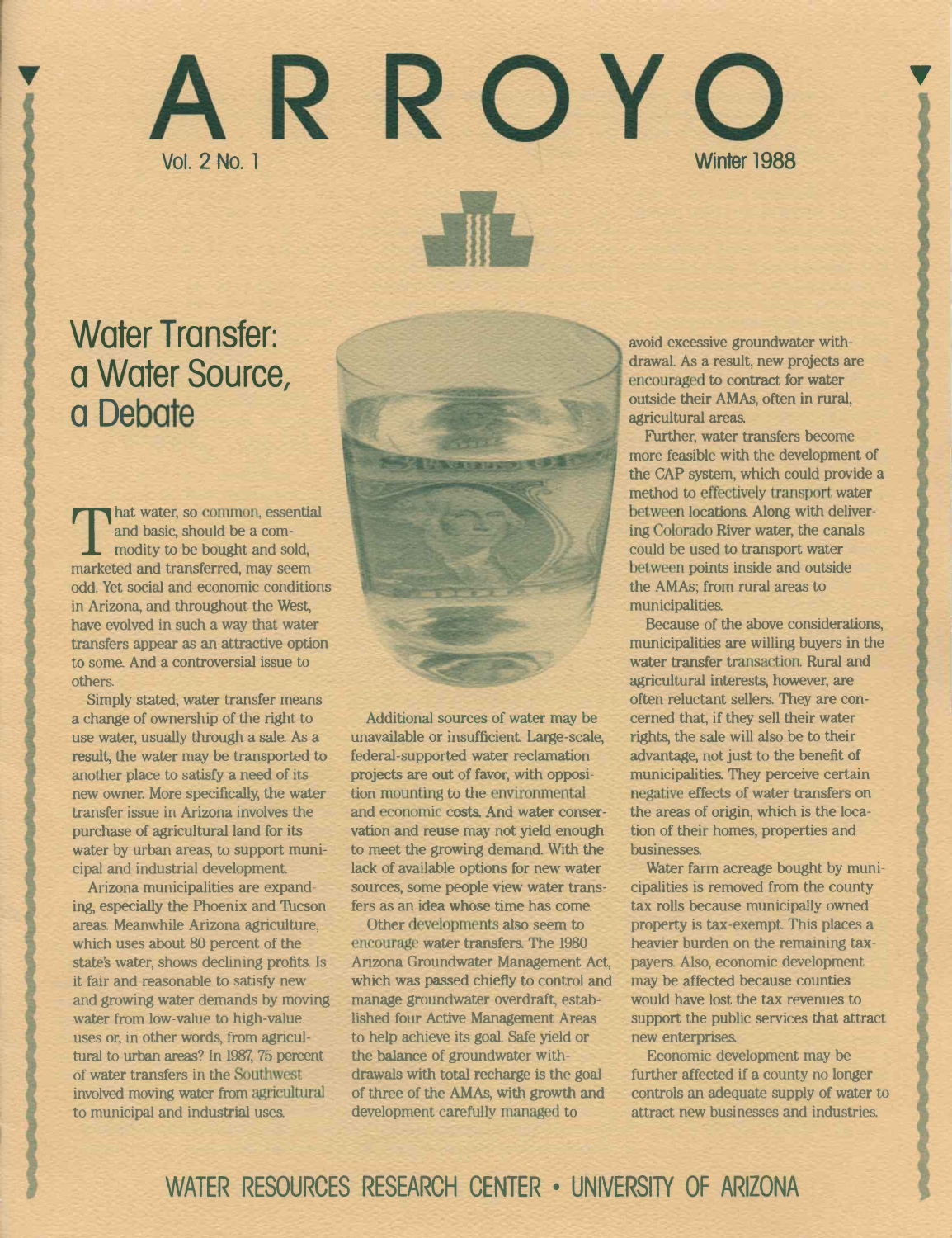# ARROYO

Vol. 2 No. 1 — Winter 1988

## Water Transfer: a Water Source, a Debate

That water, so common, essential and basic, should be a commodity to be bought and sold, marketed and transferred, may seem odd. Yet social and economic conditions in Arizona, and throughout the West, have evolved in such a way that water transfers appear as an attractive option to some. And a controversial issue to others.

Simply stated, water transfer means a change of ownership of the right to use water, usually through a sale. As a result, the water may be transported to another place to satisfy a need of its new owner. More specifically, the water transfer issue in Arizona involves the purchase of agricultural land for its water by urban areas, to support municipal and industrial development.

Arizona municipalities are expanding, especially the Phoenix and Tucson areas. Meanwhile Arizona agriculture, which uses about 80 percent of the state's water, shows declining profits. Is it fair and reasonable to satisfy new and growing water demands by moving water from low-value to high-value uses or, in other words, from agricultural to urban areas? In 1987, 75 percent of water transfers in the Southwest involved moving water from agricultural to municipal and industrial uses.

Additional sources of water may be unavailable or insufficient. Large-scale, federal-supported water reclamation projects are out of favor, with opposition mounting to the environmental and economic costs. And water conservation and reuse may not yield enough to meet the growing demand. With the lack of available options for new water sources, some people view water transfers as an idea whose time has come.

Other developments also seem to encourage water transfers. The 1980 Arizona Groundwater Management Act, which was passed chiefly to control and manage groundwater overdraft, established four Active Management Areas to help achieve its goal. Safe yield or the balance of groundwater withdrawals with total recharge is the goal of three of the AMAs, with growth and development carefully managed to avoid excessive groundwater withdrawal. As a result, new projects are encouraged to contract for water outside their AMAs, often in rural, agricultural areas.

Further, water transfers become more feasible with the development of the CAP system, which could provide a method to effectively transport water between locations. Along with delivering Colorado River water, the canals could be used to transport water between points inside and outside the AMAs; from rural areas to municipalities.

Because of the above considerations, municipalities are willing buyers in the water transfer transaction. Rural and agricultural interests, however, are often reluctant sellers. They are concerned that, if they sell their water rights, the sale will also be to their advantage, not just to the benefit of municipalities. They perceive certain negative effects of water transfers on the areas of origin, which is the location of their homes, properties and businesses.

Water farm acreage bought by municipalities is removed from the county tax rolls because municipally owned property is tax-exempt. This places a heavier burden on the remaining taxpayers. Also, economic development may be affected because counties would have lost the tax revenues to support the public services that attract new enterprises.

Economic development may be further affected if a county no longer controls an adequate supply of water to attract new businesses and industries.

WATER RESOURCES RESEARCH CENTER • UNIVERSITY OF ARIZONA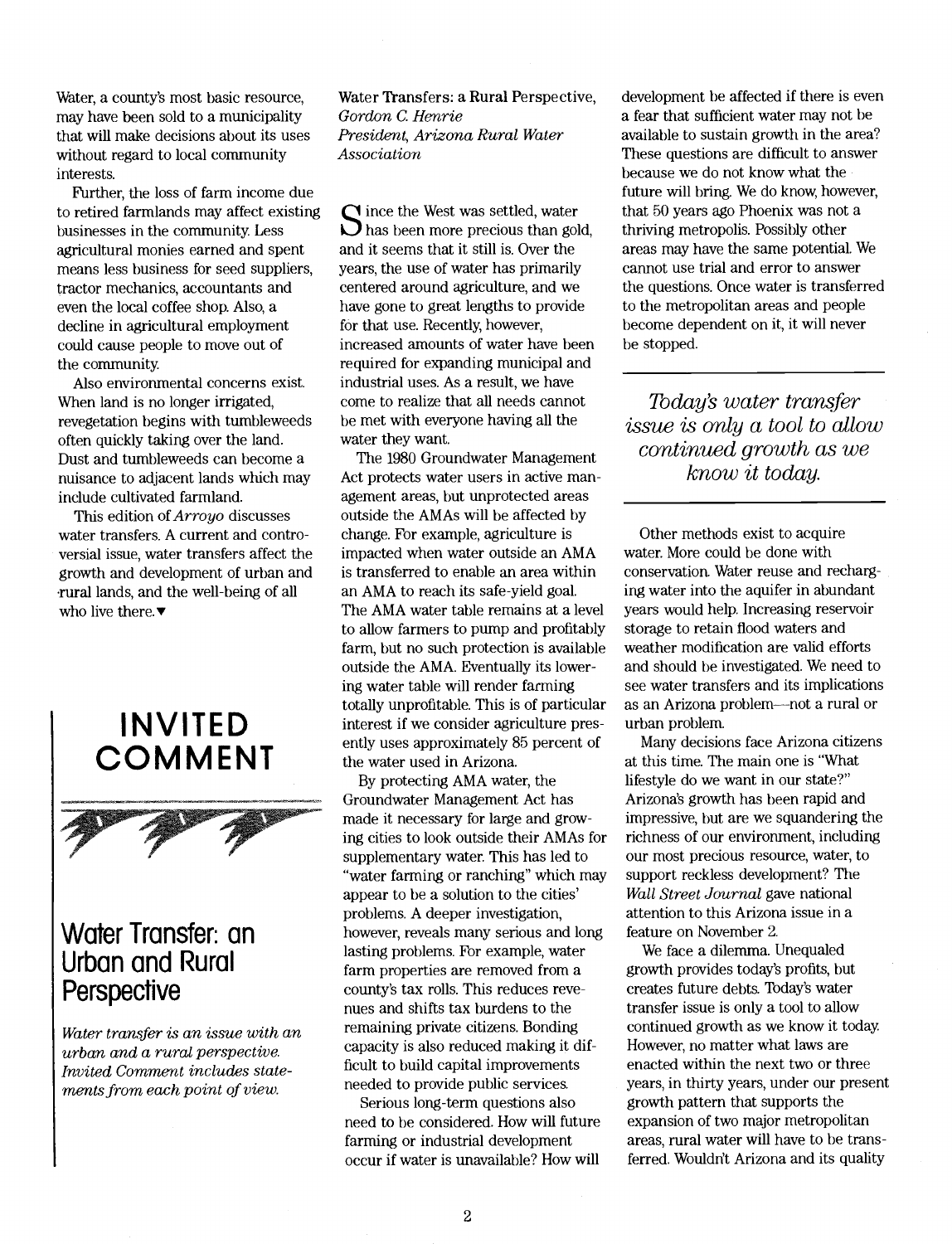Water, a county's most basic resource, may have been sold to a municipality that will make decisions about its uses without regard to local community interests.

Further, the loss of farm income due to retired farmlands may affect existing businesses in the community. Less agricultural monies earned and spent means less business for seed suppliers, tractor mechanics, accountants and even the local coffee shop. Also, a decline in agricultural employment could cause people to move out of the community.

Also environmental concerns exist. When land is no longer irrigated, revegetation begins with tumbleweeds often quickly taking over the land. Dust and tumbleweeds can become a nuisance to adjacent lands which may include cultivated farmland.

This edition of *Arroyo* discusses water transfers. A current and controversial issue, water transfers affect the growth and development of urban and rural lands, and the well-being of all who live there.▼

# INVITED COMMENT

## Water Transfer: an Urban and Rural Perspective

*Water transfer is an issue with an urban and a rural perspective. Invited Comment includes statements from each point of view.*

### Water Transfers: a Rural Perspective

*Gordon C. Henrie*
*President, Arizona Rural Water Association*

Since the West was settled, water has been more precious than gold, and it seems that it still is. Over the years, the use of water has primarily centered around agriculture, and we have gone to great lengths to provide for that use. Recently, however, increased amounts of water have been required for expanding municipal and industrial uses. As a result, we have come to realize that all needs cannot be met with everyone having all the water they want.

The 1980 Groundwater Management Act protects water users in active management areas, but unprotected areas outside the AMAs will be affected by change. For example, agriculture is impacted when water outside an AMA is transferred to enable an area within an AMA to reach its safe-yield goal. The AMA water table remains at a level to allow farmers to pump and profitably farm, but no such protection is available outside the AMA. Eventually its lowering water table will render farming totally unprofitable. This is of particular interest if we consider agriculture presently uses approximately 85 percent of the water used in Arizona.

By protecting AMA water, the Groundwater Management Act has made it necessary for large and growing cities to look outside their AMAs for supplementary water. This has led to "water farming or ranching" which may appear to be a solution to the cities' problems. A deeper investigation, however, reveals many serious and long lasting problems. For example, water farm properties are removed from a county's tax rolls. This reduces revenues and shifts tax burdens to the remaining private citizens. Bonding capacity is also reduced making it difficult to build capital improvements needed to provide public services.

Serious long-term questions also need to be considered. How will future farming or industrial development occur if water is unavailable? How will development be affected if there is even a fear that sufficient water may not be available to sustain growth in the area? These questions are difficult to answer because we do not know what the future will bring. We do know, however, that 50 years ago Phoenix was not a thriving metropolis. Possibly other areas may have the same potential. We cannot use trial and error to answer the questions. Once water is transferred to the metropolitan areas and people become dependent on it, it will never be stopped.

> *Today's water transfer issue is only a tool to allow continued growth as we know it today.*

Other methods exist to acquire water. More could be done with conservation. Water reuse and recharging water into the aquifer in abundant years would help. Increasing reservoir storage to retain flood waters and weather modification are valid efforts and should be investigated. We need to see water transfers and its implications as an Arizona problem—not a rural or urban problem.

Many decisions face Arizona citizens at this time. The main one is "What lifestyle do we want in our state?" Arizona's growth has been rapid and impressive, but are we squandering the richness of our environment, including our most precious resource, water, to support reckless development? The *Wall Street Journal* gave national attention to this Arizona issue in a feature on November 2.

We face a dilemma. Unequaled growth provides today's profits, but creates future debts. Today's water transfer issue is only a tool to allow continued growth as we know it today. However, no matter what laws are enacted within the next two or three years, in thirty years, under our present growth pattern that supports the expansion of two major metropolitan areas, rural water will have to be transferred. Wouldn't Arizona and its quality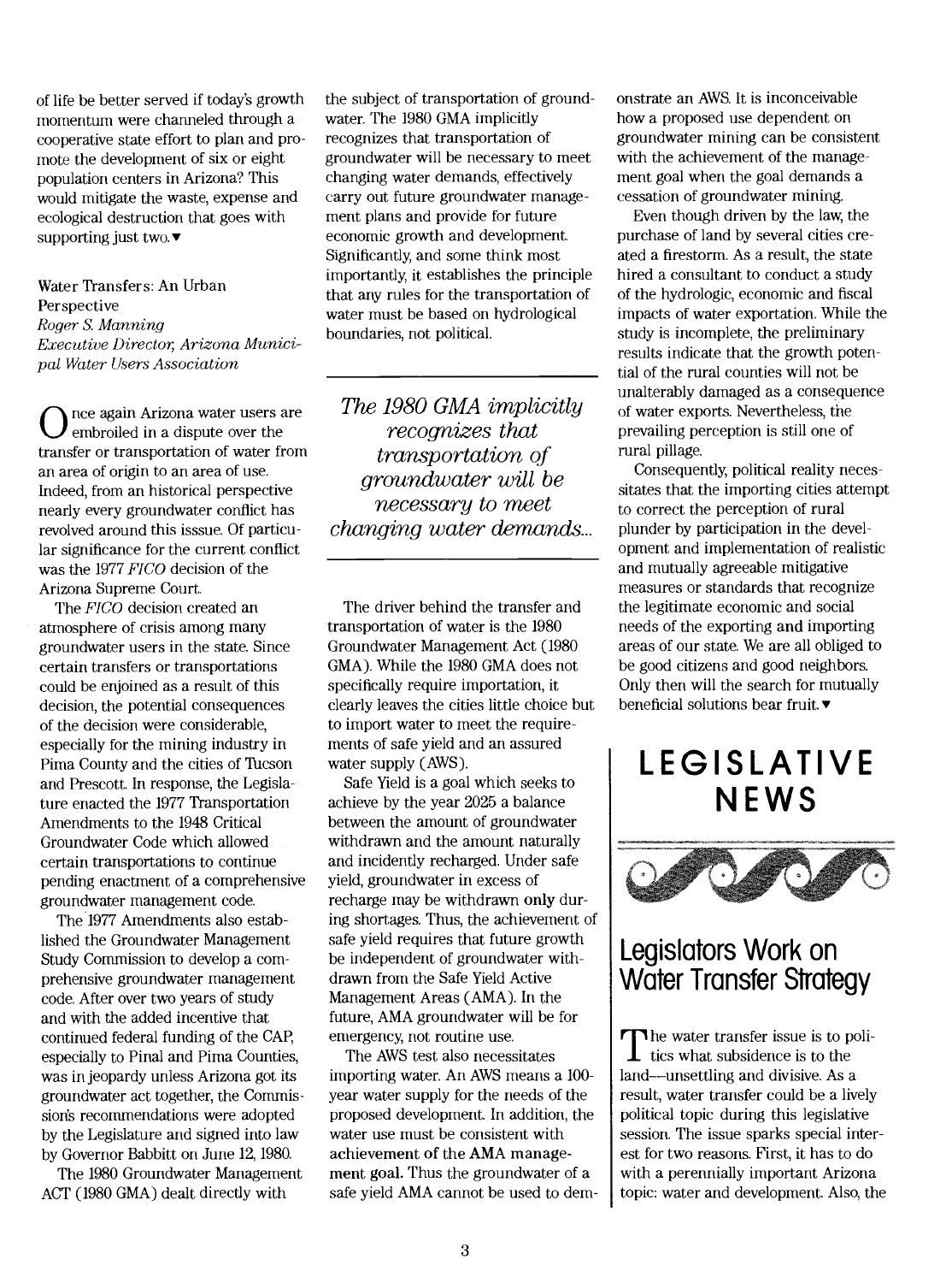of life be better served if today's growth momentum were channeled through a cooperative state effort to plan and promote the development of six or eight population centers in Arizona? This would mitigate the waste, expense and ecological destruction that goes with supporting just two.▼

### Water Transfers: An Urban Perspective

*Roger S. Manning*
*Executive Director, Arizona Municipal Water Users Association*

Once again Arizona water users are embroiled in a dispute over the transfer or transportation of water from an area of origin to an area of use. Indeed, from an historical perspective nearly every groundwater conflict has revolved around this isssue. Of particular significance for the current conflict was the 1977 *FICO* decision of the Arizona Supreme Court.

The *FICO* decision created an atmosphere of crisis among many groundwater users in the state. Since certain transfers or transportations could be enjoined as a result of this decision, the potential consequences of the decision were considerable, especially for the mining industry in Pima County and the cities of Tucson and Prescott. In response, the Legislature enacted the 1977 Transportation Amendments to the 1948 Critical Groundwater Code which allowed certain transportations to continue pending enactment of a comprehensive groundwater management code.

The 1977 Amendments also established the Groundwater Management Study Commission to develop a comprehensive groundwater management code. After over two years of study and with the added incentive that continued federal funding of the CAP, especially to Pinal and Pima Counties, was in jeopardy unless Arizona got its groundwater act together, the Commission's recommendations were adopted by the Legislature and signed into law by Governor Babbitt on June 12, 1980.

The 1980 Groundwater Management ACT (1980 GMA) dealt directly with the subject of transportation of groundwater. The 1980 GMA implicitly recognizes that transportation of groundwater will be necessary to meet changing water demands, effectively carry out future groundwater management plans and provide for future economic growth and development. Significantly, and some think most importantly, it establishes the principle that any rules for the transportation of water must be based on hydrological boundaries, not political.

> *The 1980 GMA implicitly recognizes that transportation of groundwater will be necessary to meet changing water demands...*

The driver behind the transfer and transportation of water is the 1980 Groundwater Management Act (1980 GMA). While the 1980 GMA does not specifically require importation, it clearly leaves the cities little choice but to import water to meet the requirements of safe yield and an assured water supply (AWS).

Safe Yield is a goal which seeks to achieve by the year 2025 a balance between the amount of groundwater withdrawn and the amount naturally and incidently recharged. Under safe yield, groundwater in excess of recharge may be withdrawn **only** during shortages. Thus, the achievement of safe yield requires that future growth be independent of groundwater withdrawn from the Safe Yield Active Management Areas (AMA). In the future, AMA groundwater will be for emergency, not routine use.

The AWS test also necessitates importing water. An AWS means a 100-year water supply for the needs of the proposed development. In addition, the water use must be consistent with **achievement of the AMA management goal.** Thus the groundwater of a safe yield AMA cannot be used to demonstrate an AWS. It is inconceivable how a proposed use dependent on groundwater mining can be consistent with the achievement of the management goal when the goal demands a cessation of groundwater mining.

Even though driven by the law, the purchase of land by several cities created a firestorm. As a result, the state hired a consultant to conduct a study of the hydrologic, economic and fiscal impacts of water exportation. While the study is incomplete, the preliminary results indicate that the growth potential of the rural counties will not be unalterably damaged as a consequence of water exports. Nevertheless, the prevailing perception is still one of rural pillage.

Consequently, political reality necessitates that the importing cities attempt to correct the perception of rural plunder by participation in the development and implementation of realistic and mutually agreeable mitigative measures or standards that recognize the legitimate economic and social needs of the exporting and importing areas of our state. We are all obliged to be good citizens and good neighbors. Only then will the search for mutually beneficial solutions bear fruit.▼

# LEGISLATIVE NEWS

## Legislators Work on Water Transfer Strategy

The water transfer issue is to politics what subsidence is to the land—unsettling and divisive. As a result, water transfer could be a lively political topic during this legislative session. The issue sparks special interest for two reasons. First, it has to do with a perennially important Arizona topic: water and development. Also, the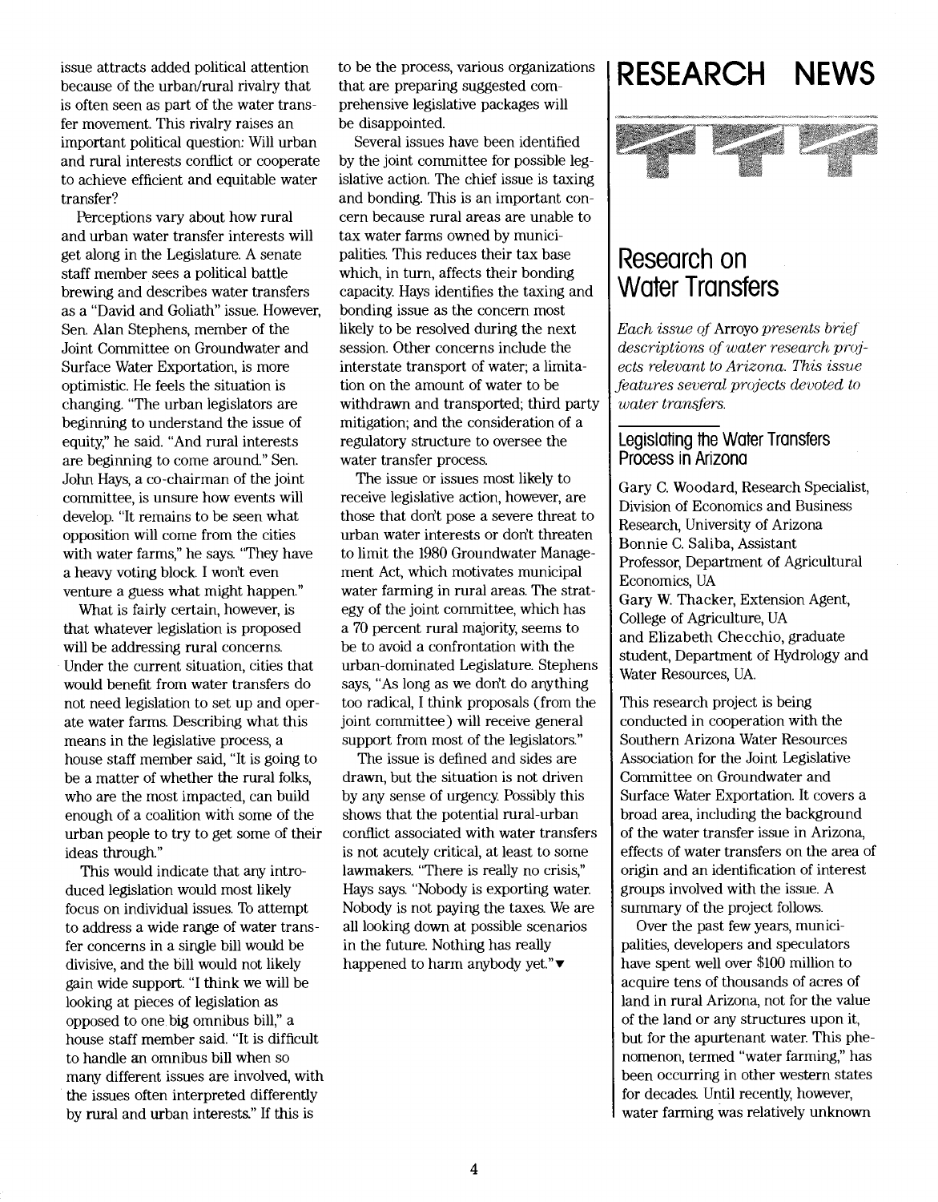issue attracts added political attention because of the urban/rural rivalry that is often seen as part of the water transfer movement. This rivalry raises an important political question: Will urban and rural interests conflict or cooperate to achieve efficient and equitable water transfer?

Perceptions vary about how rural and urban water transfer interests will get along in the Legislature. A senate staff member sees a political battle brewing and describes water transfers as a "David and Goliath" issue. However, Sen. Alan Stephens, member of the Joint Committee on Groundwater and Surface Water Exportation, is more optimistic. He feels the situation is changing. "The urban legislators are beginning to understand the issue of equity," he said. "And rural interests are beginning to come around." Sen. John Hays, a co-chairman of the joint committee, is unsure how events will develop. "It remains to be seen what opposition will come from the cities with water farms," he says. "They have a heavy voting block. I won't even venture a guess what might happen."

What is fairly certain, however, is that whatever legislation is proposed will be addressing rural concerns. Under the current situation, cities that would benefit from water transfers do not need legislation to set up and operate water farms. Describing what this means in the legislative process, a house staff member said, "It is going to be a matter of whether the rural folks, who are the most impacted, can build enough of a coalition with some of the urban people to try to get some of their ideas through."

This would indicate that any introduced legislation would most likely focus on individual issues. To attempt to address a wide range of water transfer concerns in a single bill would be divisive, and the bill would not likely gain wide support. "I think we will be looking at pieces of legislation as opposed to one big omnibus bill," a house staff member said. "It is difficult to handle an omnibus bill when so many different issues are involved, with the issues often interpreted differently by rural and urban interests." If this is to be the process, various organizations that are preparing suggested comprehensive legislative packages will be disappointed.

Several issues have been identified by the joint committee for possible legislative action. The chief issue is taxing and bonding. This is an important concern because rural areas are unable to tax water farms owned by municipalities. This reduces their tax base which, in turn, affects their bonding capacity. Hays identifies the taxing and bonding issue as the concern most likely to be resolved during the next session. Other concerns include the interstate transport of water; a limitation on the amount of water to be withdrawn and transported; third party mitigation; and the consideration of a regulatory structure to oversee the water transfer process.

The issue or issues most likely to receive legislative action, however, are those that don't pose a severe threat to urban water interests or don't threaten to limit the 1980 Groundwater Management Act, which motivates municipal water farming in rural areas. The strategy of the joint committee, which has a 70 percent rural majority, seems to be to avoid a confrontation with the urban-dominated Legislature. Stephens says, "As long as we don't do anything too radical, I think proposals (from the joint committee) will receive general support from most of the legislators."

The issue is defined and sides are drawn, but the situation is not driven by any sense of urgency. Possibly this shows that the potential rural-urban conflict associated with water transfers is not acutely critical, at least to some lawmakers. "There is really no crisis," Hays says. "Nobody is exporting water. Nobody is not paying the taxes. We are all looking down at possible scenarios in the future. Nothing has really happened to harm anybody yet."▼

# RESEARCH NEWS

## Research on Water Transfers

*Each issue of Arroyo presents brief descriptions of water research projects relevant to Arizona. This issue features several projects devoted to water transfers.*

### Legislating the Water Transfers Process in Arizona

Gary C. Woodard, Research Specialist, Division of Economics and Business Research, University of Arizona
Bonnie C. Saliba, Assistant Professor, Department of Agricultural Economics, UA
Gary W. Thacker, Extension Agent, College of Agriculture, UA
and Elizabeth Checchio, graduate student, Department of Hydrology and Water Resources, UA.

This research project is being conducted in cooperation with the Southern Arizona Water Resources Association for the Joint Legislative Committee on Groundwater and Surface Water Exportation. It covers a broad area, including the background of the water transfer issue in Arizona, effects of water transfers on the area of origin and an identification of interest groups involved with the issue. A summary of the project follows.

Over the past few years, municipalities, developers and speculators have spent well over $100 million to acquire tens of thousands of acres of land in rural Arizona, not for the value of the land or any structures upon it, but for the apurtenant water. This phenomenon, termed "water farming," has been occurring in other western states for decades. Until recently, however, water farming was relatively unknown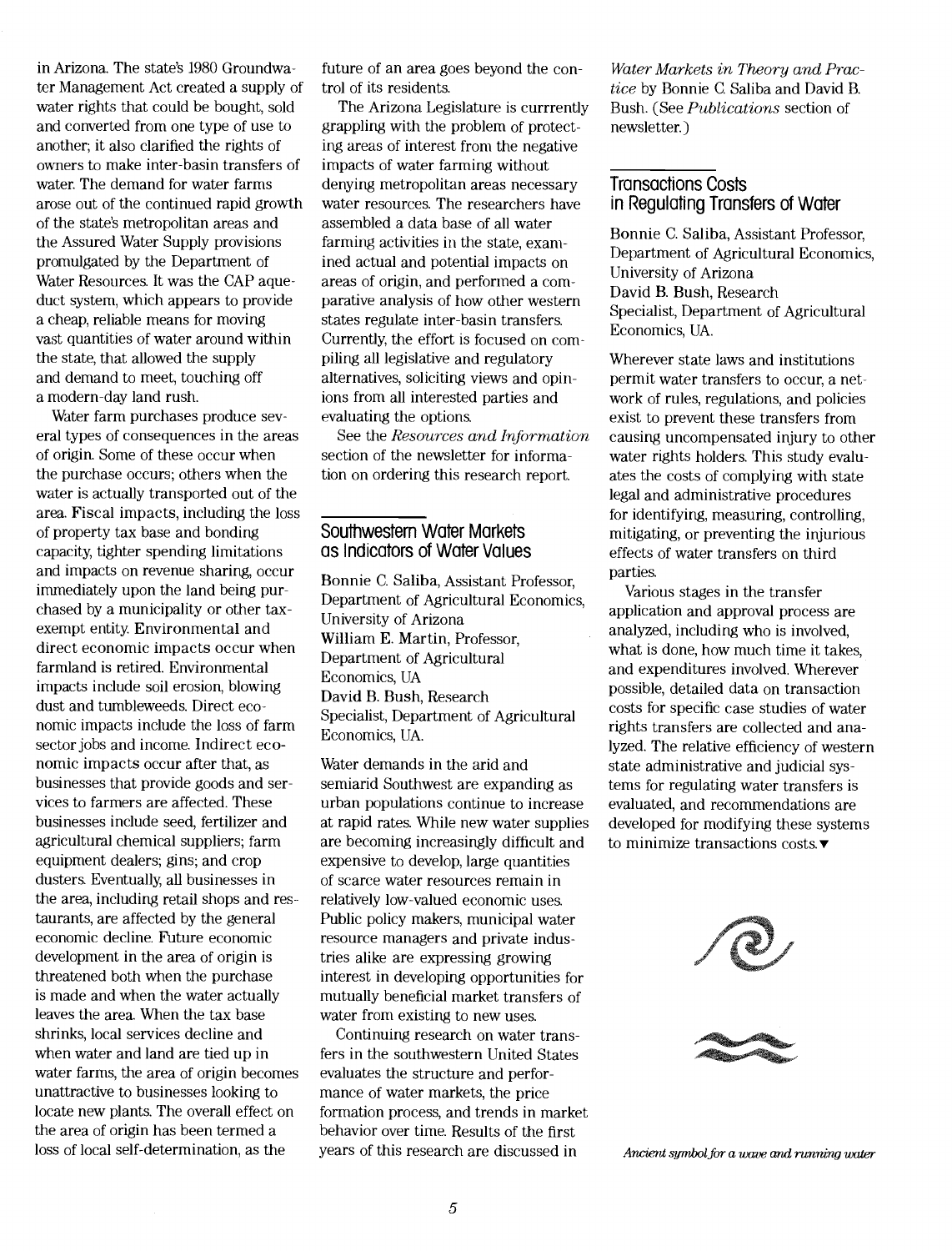in Arizona. The state's 1980 Groundwater Management Act created a supply of water rights that could be bought, sold and converted from one type of use to another; it also clarified the rights of owners to make inter-basin transfers of water. The demand for water farms arose out of the continued rapid growth of the state's metropolitan areas and the Assured Water Supply provisions promulgated by the Department of Water Resources. It was the CAP aqueduct system, which appears to provide a cheap, reliable means for moving vast quantities of water around within the state, that allowed the supply and demand to meet, touching off a modern-day land rush.

Water farm purchases produce several types of consequences in the areas of origin. Some of these occur when the purchase occurs; others when the water is actually transported out of the area. Fiscal impacts, including the loss of property tax base and bonding capacity, tighter spending limitations and impacts on revenue sharing, occur immediately upon the land being purchased by a municipality or other tax-exempt entity. Environmental and direct economic impacts occur when farmland is retired. Environmental impacts include soil erosion, blowing dust and tumbleweeds. Direct economic impacts include the loss of farm sector jobs and income. Indirect economic impacts occur after that, as businesses that provide goods and services to farmers are affected. These businesses include seed, fertilizer and agricultural chemical suppliers; farm equipment dealers; gins; and crop dusters. Eventually, all businesses in the area, including retail shops and restaurants, are affected by the general economic decline. Future economic development in the area of origin is threatened both when the purchase is made and when the water actually leaves the area. When the tax base shrinks, local services decline and when water and land are tied up in water farms, the area of origin becomes unattractive to businesses looking to locate new plants. The overall effect on the area of origin has been termed a loss of local self-determination, as the future of an area goes beyond the control of its residents.

The Arizona Legislature is currrently grappling with the problem of protecting areas of interest from the negative impacts of water farming without denying metropolitan areas necessary water resources. The researchers have assembled a data base of all water farming activities in the state, examined actual and potential impacts on areas of origin, and performed a comparative analysis of how other western states regulate inter-basin transfers. Currently, the effort is focused on compiling all legislative and regulatory alternatives, soliciting views and opinions from all interested parties and evaluating the options.

See the *Resources and Information* section of the newsletter for information on ordering this research report.

## Southwestern Water Markets as Indicators of Water Values

**Bonnie C. Saliba**, Assistant Professor, Department of Agricultural Economics, University of Arizona
**William E. Martin**, Professor, Department of Agricultural Economics, UA
**David B. Bush**, Research Specialist, Department of Agricultural Economics, UA.

Water demands in the arid and semiarid Southwest are expanding as urban populations continue to increase at rapid rates. While new water supplies are becoming increasingly difficult and expensive to develop, large quantities of scarce water resources remain in relatively low-valued economic uses. Public policy makers, municipal water resource managers and private industries alike are expressing growing interest in developing opportunities for mutually beneficial market transfers of water from existing to new uses.

Continuing research on water transfers in the southwestern United States evaluates the structure and performance of water markets, the price formation process, and trends in market behavior over time. Results of the first years of this research are discussed in *Water Markets in Theory and Practice* by Bonnie C. Saliba and David B. Bush. (See *Publications* section of newsletter.)

## Transactions Costs in Regulating Transfers of Water

**Bonnie C. Saliba**, Assistant Professor, Department of Agricultural Economics, University of Arizona
**David B. Bush**, Research Specialist, Department of Agricultural Economics, UA.

Wherever state laws and institutions permit water transfers to occur, a network of rules, regulations, and policies exist to prevent these transfers from causing uncompensated injury to other water rights holders. This study evaluates the costs of complying with state legal and administrative procedures for identifying, measuring, controlling, mitigating, or preventing the injurious effects of water transfers on third parties.

Various stages in the transfer application and approval process are analyzed, including who is involved, what is done, how much time it takes, and expenditures involved. Wherever possible, detailed data on transaction costs for specific case studies of water rights transfers are collected and analyzed. The relative efficiency of western state administrative and judicial systems for regulating water transfers is evaluated, and recommendations are developed for modifying these systems to minimize transactions costs.▼

*Ancient symbol for a wave and running water*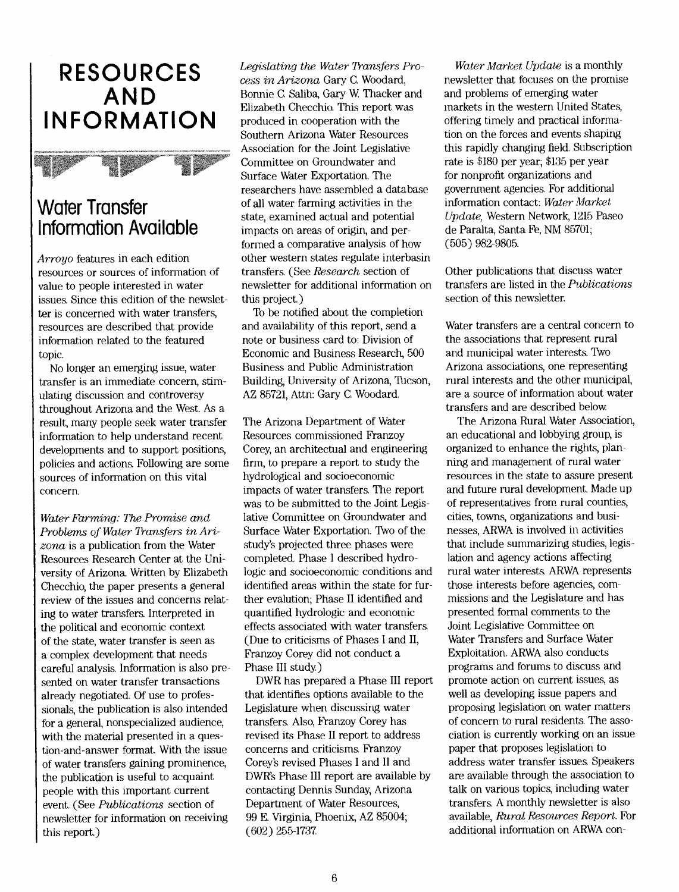# RESOURCES AND INFORMATION

## Water Transfer Information Available

*Arroyo* features in each edition resources or sources of information of value to people interested in water issues. Since this edition of the newsletter is concerned with water transfers, resources are described that provide information related to the featured topic.

No longer an emerging issue, water transfer is an immediate concern, stimulating discussion and controversy throughout Arizona and the West. As a result, many people seek water transfer information to help understand recent developments and to support positions, policies and actions. Following are some sources of information on this vital concern.

*Water Farming: The Promise and Problems of Water Transfers in Arizona* is a publication from the Water Resources Research Center at the University of Arizona. Written by Elizabeth Checchio, the paper presents a general review of the issues and concerns relating to water transfers. Interpreted in the political and economic context of the state, water transfer is seen as a complex development that needs careful analysis. Information is also presented on water transfer transactions already negotiated. Of use to professionals, the publication is also intended for a general, nonspecialized audience, with the material presented in a question-and-answer format. With the issue of water transfers gaining prominence, the publication is useful to acquaint people with this important current event. (See *Publications* section of newsletter for information on receiving this report.)

*Legislating the Water Transfers Process in Arizona* Gary C. Woodard, Bonnie C. Saliba, Gary W. Thacker and Elizabeth Checchio. This report was produced in cooperation with the Southern Arizona Water Resources Association for the Joint Legislative Committee on Groundwater and Surface Water Exportation. The researchers have assembled a database of all water farming activities in the state, examined actual and potential impacts on areas of origin, and performed a comparative analysis of how other western states regulate interbasin transfers. (See *Research* section of newsletter for additional information on this project.)

To be notified about the completion and availability of this report, send a note or business card to: Division of Economic and Business Research, 500 Business and Public Administration Building, University of Arizona, Tucson, AZ 85721, Attn: Gary C. Woodard.

The Arizona Department of Water Resources commissioned Franzoy Corey, an architectual and engineering firm, to prepare a report to study the hydrological and socioeconomic impacts of water transfers. The report was to be submitted to the Joint Legislative Committee on Groundwater and Surface Water Exportation. Two of the study's projected three phases were completed. Phase I described hydrologic and socioeconomic conditions and identified areas within the state for further evalution; Phase II identified and quantified hydrologic and economic effects associated with water transfers. (Due to criticisms of Phases I and II, Franzoy Corey did not conduct a Phase III study.)

DWR has prepared a Phase III report that identifies options available to the Legislature when discussing water transfers. Also, Franzoy Corey has revised its Phase II report to address concerns and criticisms. Franzoy Corey's revised Phases I and II and DWR's Phase III report are available by contacting Dennis Sunday, Arizona Department of Water Resources, 99 E. Virginia, Phoenix, AZ 85004; (602) 255-1737.

*Water Market Update* is a monthly newsletter that focuses on the promise and problems of emerging water markets in the western United States, offering timely and practical information on the forces and events shaping this rapidly changing field. Subscription rate is $180 per year; $135 per year for nonprofit organizations and government agencies. For additional information contact: *Water Market Update,* Western Network, 1215 Paseo de Paralta, Santa Fe, NM 85701; (505) 982-9805.

Other publications that discuss water transfers are listed in the *Publications* section of this newsletter.

Water transfers are a central concern to the associations that represent rural and municipal water interests. Two Arizona associations, one representing rural interests and the other municipal, are a source of information about water transfers and are described below.

The Arizona Rural Water Association, an educational and lobbying group, is organized to enhance the rights, planning and management of rural water resources in the state to assure present and future rural development. Made up of representatives from rural counties, cities, towns, organizations and businesses, ARWA is involved in activities that include summarizing studies, legislation and agency actions affecting rural water interests. ARWA represents those interests before agencies, commissions and the Legislature and has presented formal comments to the Joint Legislative Committee on Water Transfers and Surface Water Exploitation. ARWA also conducts programs and forums to discuss and promote action on current issues, as well as developing issue papers and proposing legislation on water matters of concern to rural residents. The association is currently working on an issue paper that proposes legislation to address water transfer issues. Speakers are available through the association to talk on various topics, including water transfers. A monthly newsletter is also available, *Rural Resources Report.* For additional information on ARWA con-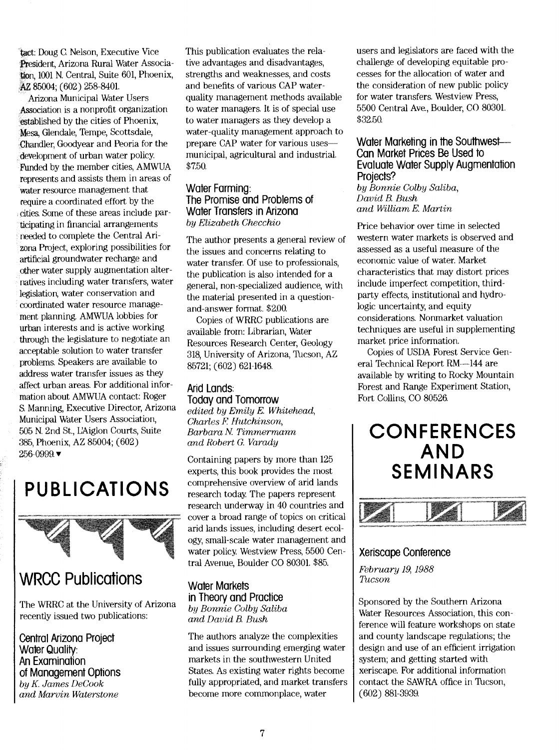tact: Doug C. Nelson, Executive Vice President, Arizona Rural Water Association, 1001 N. Central, Suite 601, Phoenix, AZ 85004; (602) 258-8401.

Arizona Municipal Water Users Association is a nonprofit organization established by the cities of Phoenix, Mesa, Glendale, Tempe, Scottsdale, Chandler, Goodyear and Peoria for the development of urban water policy. Funded by the member cities, AMWUA represents and assists them in areas of water resource management that require a coordinated effort by the cities. Some of these areas include participating in financial arrangements needed to complete the Central Arizona Project, exploring possibilities for artificial groundwater recharge and other water supply augmentation alternatives including water transfers, water legislation, water conservation and coordinated water resource management planning. AMWUA lobbies for urban interests and is active working through the legislature to negotiate an acceptable solution to water transfer problems. Speakers are available to address water transfer issues as they affect urban areas. For additional information about AMWUA contact: Roger S. Manning, Executive Director, Arizona Municipal Water Users Association, 505 N. 2nd St., L'Aiglon Courts, Suite 385, Phoenix, AZ 85004; (602) 256-0999. ▾

# PUBLICATIONS

## WRCC Publications

The WRRC at the University of Arizona recently issued two publications:

### Central Arizona Project Water Quality: An Examination of Management Options

*by K. James DeCook and Marvin Waterstone*

This publication evaluates the relative advantages and disadvantages, strengths and weaknesses, and costs and benefits of various CAP water-quality management methods available to water managers. It is of special use to water managers as they develop a water-quality management approach to prepare CAP water for various uses—municipal, agricultural and industrial. $7.50.

### Water Farming: The Promise and Problems of Water Transfers in Arizona

*by Elizabeth Checchio*

The author presents a general review of the issues and concerns relating to water transfer. Of use to professionals, the publication is also intended for a general, non-specialized audience, with the material presented in a question-and-answer format. $2.00.

Copies of WRRC publications are available from: Librarian, Water Resources Research Center, Geology 318, University of Arizona, Tucson, AZ 85721; (602) 621-1648.

### Arid Lands: Today and Tomorrow

*edited by Emily E. Whitehead, Charles F. Hutchinson, Barbara N. Timmermann and Robert G. Varady*

Containing papers by more than 125 experts, this book provides the most comprehensive overview of arid lands research today. The papers represent research underway in 40 countries and cover a broad range of topics on critical arid lands issues, including desert ecology, small-scale water management and water policy. Westview Press, 5500 Central Avenue, Boulder CO 80301. $85.

### Water Markets in Theory and Practice

*by Bonnie Colby Saliba and David B. Bush*

The authors analyze the complexities and issues surrounding emerging water markets in the southwestern United States. As existing water rights become fully appropriated, and market transfers become more commonplace, water users and legislators are faced with the challenge of developing equitable processes for the allocation of water and the consideration of new public policy for water transfers. Westview Press, 5500 Central Ave., Boulder, CO 80301. $32.50.

### Water Marketing in the Southwest—Can Market Prices Be Used to Evaluate Water Supply Augmentation Projects?

*by Bonnie Colby Saliba, David B. Bush and William E. Martin*

Price behavior over time in selected western water markets is observed and assessed as a useful measure of the economic value of water. Market characteristics that may distort prices include imperfect competition, third-party effects, institutional and hydrologic uncertainty, and equity considerations. Nonmarket valuation techniques are useful in supplementing market price information.

Copies of USDA Forest Service General Technical Report RM—144 are available by writing to Rocky Mountain Forest and Range Experiment Station, Fort Collins, CO 80526.

# CONFERENCES AND SEMINARS

### Xeriscape Conference

*February 19, 1988*
*Tucson*

Sponsored by the Southern Arizona Water Resources Association, this conference will feature workshops on state and county landscape regulations; the design and use of an efficient irrigation system; and getting started with xeriscape. For additional information contact the SAWRA office in Tucson, (602) 881-3939.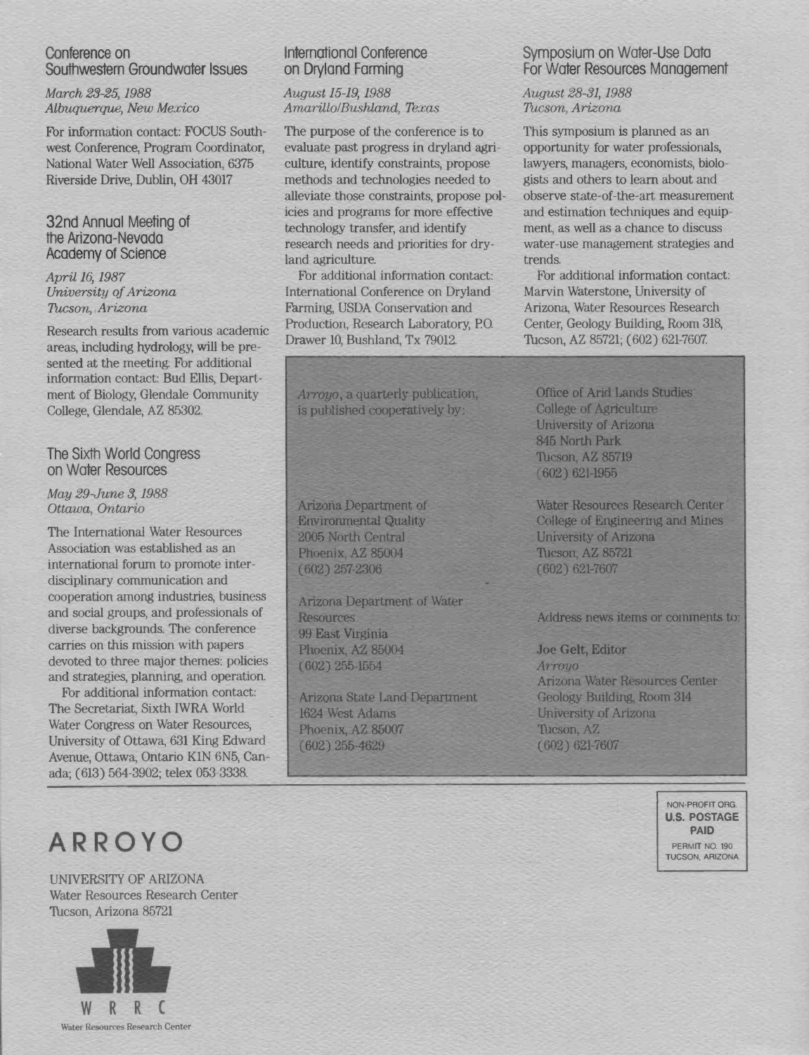### Conference on Southwestern Groundwater Issues

*March 23-25, 1988*
*Albuquerque, New Mexico*

For information contact: FOCUS Southwest Conference, Program Coordinator, National Water Well Association, 6375 Riverside Drive, Dublin, OH 43017

### 32nd Annual Meeting of the Arizona-Nevada Academy of Science

*April 16, 1987*
*University of Arizona*
*Tucson, Arizona*

Research results from various academic areas, including hydrology, will be presented at the meeting. For additional information contact: Bud Ellis, Department of Biology, Glendale Community College, Glendale, AZ 85302.

### The Sixth World Congress on Water Resources

*May 29-June 3, 1988*
*Ottawa, Ontario*

The International Water Resources Association was established as an international forum to promote interdisciplinary communication and cooperation among industries, business and social groups, and professionals of diverse backgrounds. The conference carries on this mission with papers devoted to three major themes: policies and strategies, planning, and operation.

For additional information contact: The Secretariat, Sixth IWRA World Water Congress on Water Resources, University of Ottawa, 631 King Edward Avenue, Ottawa, Ontario K1N 6N5, Canada; (613) 564-3902; telex 053-3338.

### International Conference on Dryland Farming

*August 15-19, 1988*
*Amarillo/Bushland, Texas*

The purpose of the conference is to evaluate past progress in dryland agriculture, identify constraints, propose methods and technologies needed to alleviate those constraints, propose policies and programs for more effective technology transfer, and identify research needs and priorities for dryland agriculture.

For additional information contact: International Conference on Dryland Farming, USDA Conservation and Production, Research Laboratory, P.O. Drawer 10, Bushland, Tx 79012.

### Symposium on Water-Use Data For Water Resources Management

*August 28-31, 1988*
*Tucson, Arizona*

This symposium is planned as an opportunity for water professionals, lawyers, managers, economists, biologists and others to learn about and observe state-of-the-art measurement and estimation techniques and equipment, as well as a chance to discuss water-use management strategies and trends.

For additional information contact: Marvin Waterstone, University of Arizona, Water Resources Research Center, Geology Building, Room 318, Tucson, AZ 85721; (602) 621-7607.

*Arroyo*, a quarterly publication, is published cooperatively by:

Office of Arid Lands Studies
College of Agriculture
University of Arizona
845 North Park
Tucson, AZ 85719
(602) 621-1955

Arizona Department of Environmental Quality
2005 North Central
Phoenix, AZ 85004
(602) 257-2306

Water Resources Research Center
College of Engineering and Mines
University of Arizona
Tucson, AZ 85721
(602) 621-7607

Arizona Department of Water Resources
99 East Virginia
Phoenix, AZ 85004
(602) 255-1554

Arizona State Land Department
1624 West Adams
Phoenix, AZ 85007
(602) 255-4629

Address news items or comments to:

**Joe Gelt, Editor**
*Arroyo*
Arizona Water Resources Center
Geology Building, Room 314
University of Arizona
Tucson, AZ
(602) 621-7607

# ARROYO

UNIVERSITY OF ARIZONA
Water Resources Research Center
Tucson, Arizona 85721

W R R C
Water Resources Research Center

NON-PROFIT ORG.
**U.S. POSTAGE PAID**
PERMIT NO. 190
TUCSON, ARIZONA